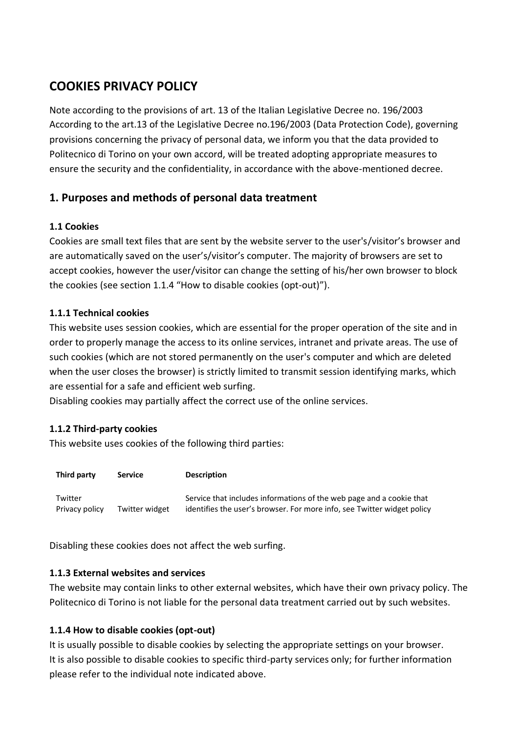# COOKIES PRIVACY POLICY

Note according to the provisions of art. 13 of the Italian Legislative Decree no. 196/2003
According to the art.13 of the Legislative Decree no.196/2003 (Data Protection Code), governing provisions concerning the privacy of personal data, we inform you that the data provided to Politecnico di Torino on your own accord, will be treated adopting appropriate measures to ensure the security and the confidentiality, in accordance with the above-mentioned decree.

## 1. Purposes and methods of personal data treatment

### 1.1 Cookies

Cookies are small text files that are sent by the website server to the user's/visitor's browser and are automatically saved on the user's/visitor's computer. The majority of browsers are set to accept cookies, however the user/visitor can change the setting of his/her own browser to block the cookies (see section 1.1.4 "How to disable cookies (opt-out)").

#### 1.1.1 Technical cookies

This website uses session cookies, which are essential for the proper operation of the site and in order to properly manage the access to its online services, intranet and private areas. The use of such cookies (which are not stored permanently on the user's computer and which are deleted when the user closes the browser) is strictly limited to transmit session identifying marks, which are essential for a safe and efficient web surfing.
Disabling cookies may partially affect the correct use of the online services.

#### 1.1.2 Third-party cookies

This website uses cookies of the following third parties:

| Third party | Service | Description |
|---|---|---|
| Twitter Privacy policy | Twitter widget | Service that includes informations of the web page and a cookie that identifies the user's browser. For more info, see Twitter widget policy |

Disabling these cookies does not affect the web surfing.

#### 1.1.3 External websites and services

The website may contain links to other external websites, which have their own privacy policy. The Politecnico di Torino is not liable for the personal data treatment carried out by such websites.

#### 1.1.4 How to disable cookies (opt-out)

It is usually possible to disable cookies by selecting the appropriate settings on your browser.
It is also possible to disable cookies to specific third-party services only; for further information please refer to the individual note indicated above.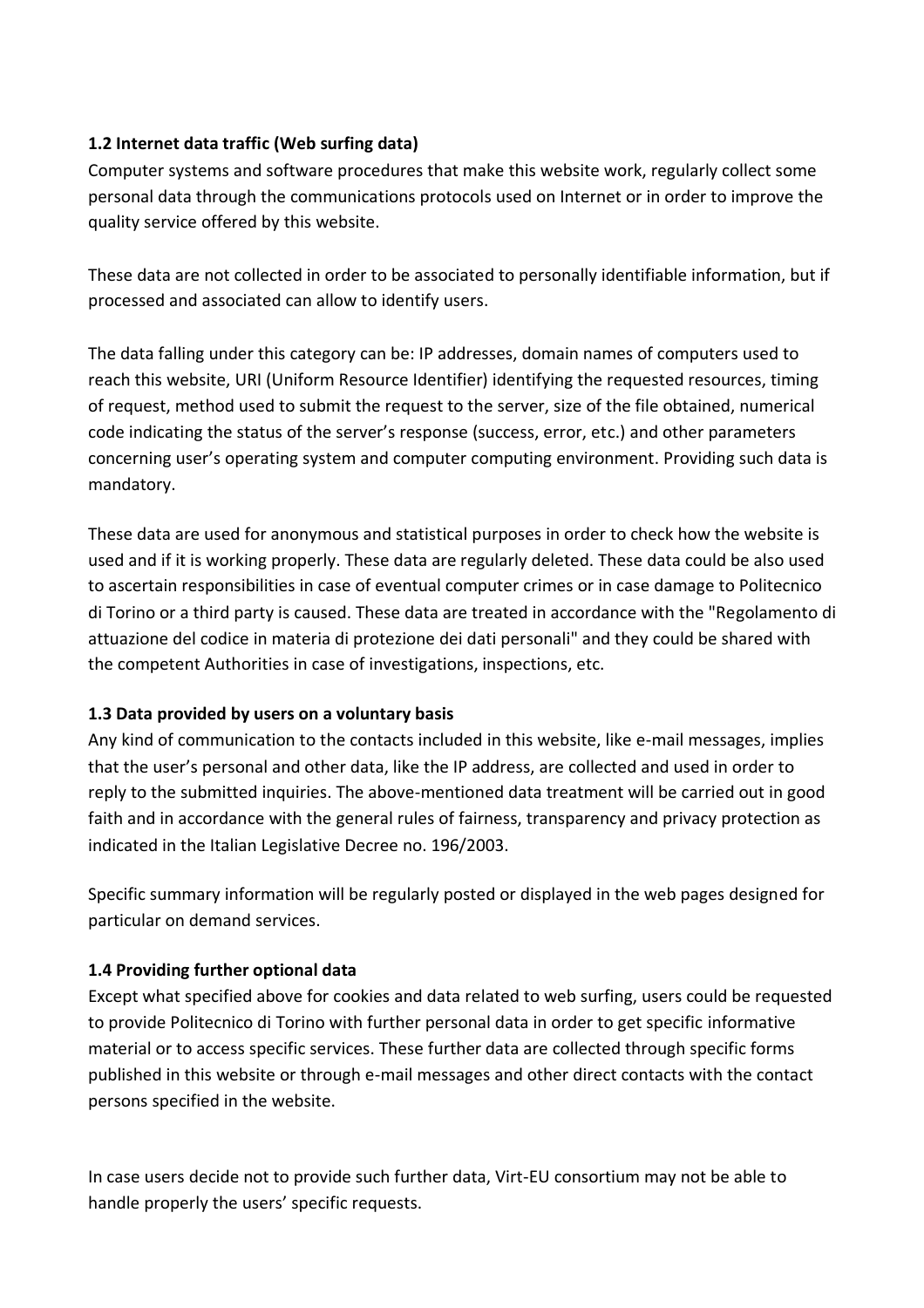**1.2 Internet data traffic (Web surfing data)**

Computer systems and software procedures that make this website work, regularly collect some personal data through the communications protocols used on Internet or in order to improve the quality service offered by this website.

These data are not collected in order to be associated to personally identifiable information, but if processed and associated can allow to identify users.

The data falling under this category can be: IP addresses, domain names of computers used to reach this website, URI (Uniform Resource Identifier) identifying the requested resources, timing of request, method used to submit the request to the server, size of the file obtained, numerical code indicating the status of the server's response (success, error, etc.) and other parameters concerning user's operating system and computer computing environment. Providing such data is mandatory.

These data are used for anonymous and statistical purposes in order to check how the website is used and if it is working properly. These data are regularly deleted. These data could be also used to ascertain responsibilities in case of eventual computer crimes or in case damage to Politecnico di Torino or a third party is caused. These data are treated in accordance with the "Regolamento di attuazione del codice in materia di protezione dei dati personali" and they could be shared with the competent Authorities in case of investigations, inspections, etc.

**1.3 Data provided by users on a voluntary basis**

Any kind of communication to the contacts included in this website, like e-mail messages, implies that the user's personal and other data, like the IP address, are collected and used in order to reply to the submitted inquiries. The above-mentioned data treatment will be carried out in good faith and in accordance with the general rules of fairness, transparency and privacy protection as indicated in the Italian Legislative Decree no. 196/2003.

Specific summary information will be regularly posted or displayed in the web pages designed for particular on demand services.

**1.4 Providing further optional data**

Except what specified above for cookies and data related to web surfing, users could be requested to provide Politecnico di Torino with further personal data in order to get specific informative material or to access specific services. These further data are collected through specific forms published in this website or through e-mail messages and other direct contacts with the contact persons specified in the website.

In case users decide not to provide such further data, Virt-EU consortium may not be able to handle properly the users' specific requests.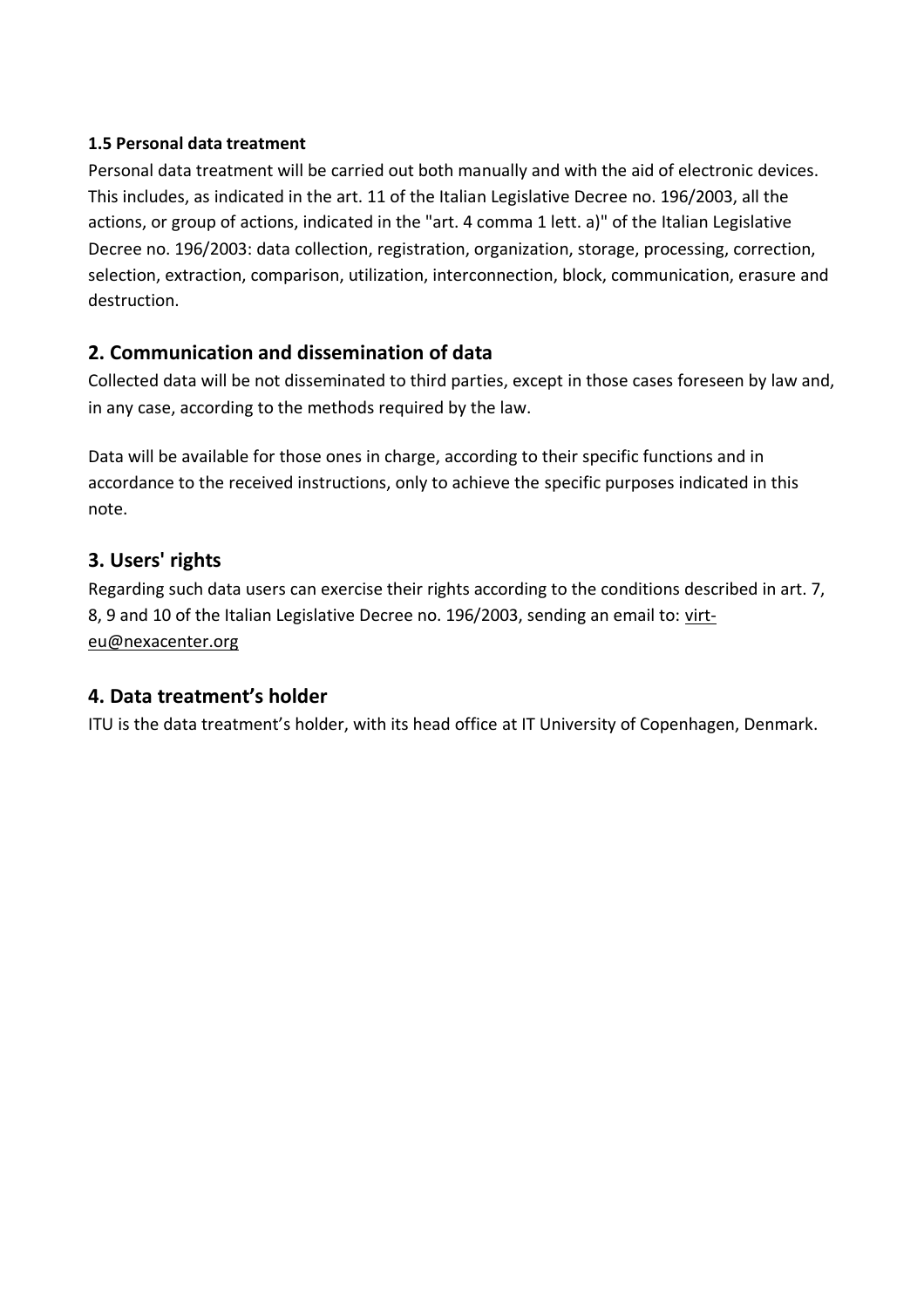### 1.5 Personal data treatment

Personal data treatment will be carried out both manually and with the aid of electronic devices. This includes, as indicated in the art. 11 of the Italian Legislative Decree no. 196/2003, all the actions, or group of actions, indicated in the "art. 4 comma 1 lett. a)" of the Italian Legislative Decree no. 196/2003: data collection, registration, organization, storage, processing, correction, selection, extraction, comparison, utilization, interconnection, block, communication, erasure and destruction.

## 2. Communication and dissemination of data

Collected data will be not disseminated to third parties, except in those cases foreseen by law and, in any case, according to the methods required by the law.

Data will be available for those ones in charge, according to their specific functions and in accordance to the received instructions, only to achieve the specific purposes indicated in this note.

## 3. Users' rights

Regarding such data users can exercise their rights according to the conditions described in art. 7, 8, 9 and 10 of the Italian Legislative Decree no. 196/2003, sending an email to: virt-eu@nexacenter.org

## 4. Data treatment's holder

ITU is the data treatment's holder, with its head office at IT University of Copenhagen, Denmark.